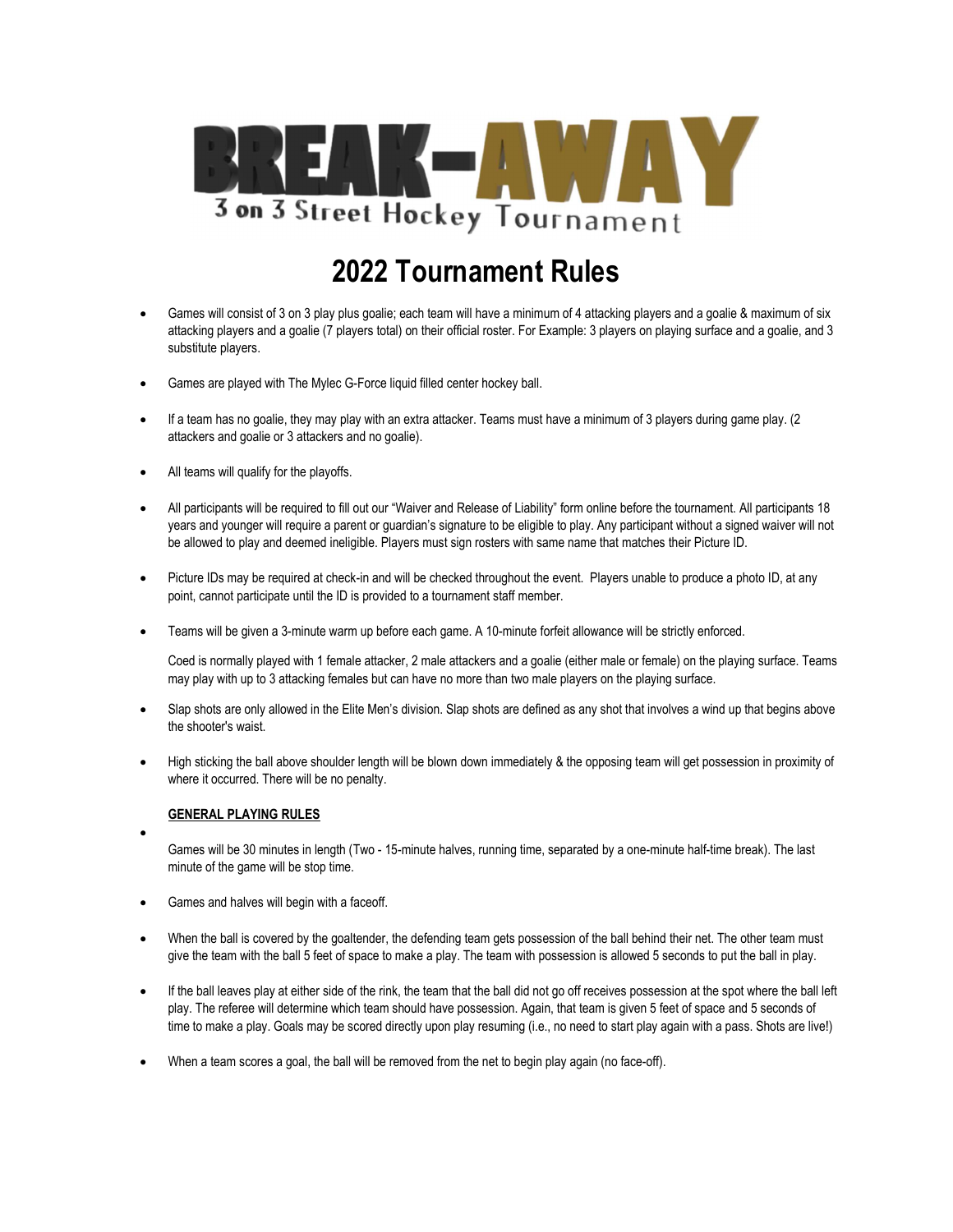# BREAK-AWAY

3 on 3 Street Hockey Tournament

# 2022 Tournament Rules

- Games will consist of 3 on 3 play plus goalie; each team will have a minimum of 4 attacking players and a goalie & maximum of six attacking players and a goalie (7 players total) on their official roster. For Example: 3 players on playing surface and a goalie, and 3 substitute players.
- Games are played with The Mylec G-Force liquid filled center hockey ball.
- If a team has no goalie, they may play with an extra attacker. Teams must have a minimum of 3 players during game play. (2 attackers and goalie or 3 attackers and no goalie).
- All teams will qualify for the playoffs.
- All participants will be required to fill out our "Waiver and Release of Liability" form online before the tournament. All participants 18 years and younger will require a parent or guardian's signature to be eligible to play. Any participant without a signed waiver will not be allowed to play and deemed ineligible. Players must sign rosters with same name that matches their Picture ID.
- Picture IDs may be required at check-in and will be checked throughout the event. Players unable to produce a photo ID, at any point, cannot participate until the ID is provided to a tournament staff member.
- Teams will be given a 3-minute warm up before each game. A 10-minute forfeit allowance will be strictly enforced.

  Coed is normally played with 1 female attacker, 2 male attackers and a goalie (either male or female) on the playing surface. Teams may play with up to 3 attacking females but can have no more than two male players on the playing surface.
- Slap shots are only allowed in the Elite Men's division. Slap shots are defined as any shot that involves a wind up that begins above the shooter's waist.
- High sticking the ball above shoulder length will be blown down immediately & the opposing team will get possession in proximity of where it occurred. There will be no penalty.

**GENERAL PLAYING RULES**

- Games will be 30 minutes in length (Two - 15-minute halves, running time, separated by a one-minute half-time break). The last minute of the game will be stop time.
- Games and halves will begin with a faceoff.
- When the ball is covered by the goaltender, the defending team gets possession of the ball behind their net. The other team must give the team with the ball 5 feet of space to make a play. The team with possession is allowed 5 seconds to put the ball in play.
- If the ball leaves play at either side of the rink, the team that the ball did not go off receives possession at the spot where the ball left play. The referee will determine which team should have possession. Again, that team is given 5 feet of space and 5 seconds of time to make a play. Goals may be scored directly upon play resuming (i.e., no need to start play again with a pass. Shots are live!)
- When a team scores a goal, the ball will be removed from the net to begin play again (no face-off).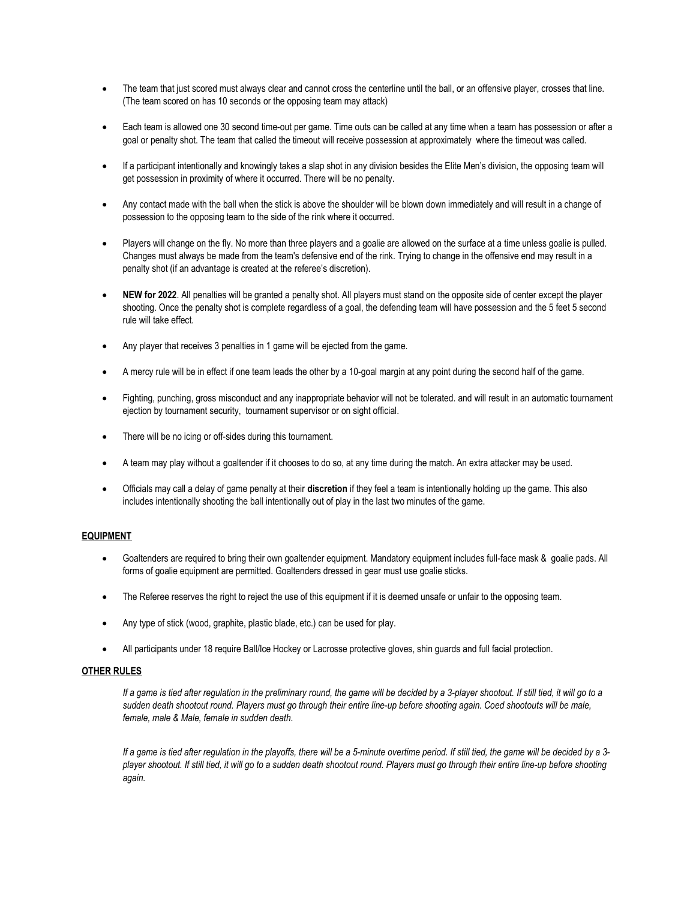- The team that just scored must always clear and cannot cross the centerline until the ball, or an offensive player, crosses that line. (The team scored on has 10 seconds or the opposing team may attack)

- Each team is allowed one 30 second time-out per game. Time outs can be called at any time when a team has possession or after a goal or penalty shot. The team that called the timeout will receive possession at approximately where the timeout was called.

- If a participant intentionally and knowingly takes a slap shot in any division besides the Elite Men's division, the opposing team will get possession in proximity of where it occurred. There will be no penalty.

- Any contact made with the ball when the stick is above the shoulder will be blown down immediately and will result in a change of possession to the opposing team to the side of the rink where it occurred.

- Players will change on the fly. No more than three players and a goalie are allowed on the surface at a time unless goalie is pulled. Changes must always be made from the team's defensive end of the rink. Trying to change in the offensive end may result in a penalty shot (if an advantage is created at the referee's discretion).

- **NEW for 2022**. All penalties will be granted a penalty shot. All players must stand on the opposite side of center except the player shooting. Once the penalty shot is complete regardless of a goal, the defending team will have possession and the 5 feet 5 second rule will take effect.

- Any player that receives 3 penalties in 1 game will be ejected from the game.

- A mercy rule will be in effect if one team leads the other by a 10-goal margin at any point during the second half of the game.

- Fighting, punching, gross misconduct and any inappropriate behavior will not be tolerated. and will result in an automatic tournament ejection by tournament security, tournament supervisor or on sight official.

- There will be no icing or off-sides during this tournament.

- A team may play without a goaltender if it chooses to do so, at any time during the match. An extra attacker may be used.

- Officials may call a delay of game penalty at their **discretion** if they feel a team is intentionally holding up the game. This also includes intentionally shooting the ball intentionally out of play in the last two minutes of the game.

**EQUIPMENT**

- Goaltenders are required to bring their own goaltender equipment. Mandatory equipment includes full-face mask & goalie pads. All forms of goalie equipment are permitted. Goaltenders dressed in gear must use goalie sticks.

- The Referee reserves the right to reject the use of this equipment if it is deemed unsafe or unfair to the opposing team.

- Any type of stick (wood, graphite, plastic blade, etc.) can be used for play.

- All participants under 18 require Ball/Ice Hockey or Lacrosse protective gloves, shin guards and full facial protection.

**OTHER RULES**

*If a game is tied after regulation in the preliminary round, the game will be decided by a 3-player shootout. If still tied, it will go to a sudden death shootout round. Players must go through their entire line-up before shooting again. Coed shootouts will be male, female, male & Male, female in sudden death.*

*If a game is tied after regulation in the playoffs, there will be a 5-minute overtime period. If still tied, the game will be decided by a 3-player shootout. If still tied, it will go to a sudden death shootout round. Players must go through their entire line-up before shooting again.*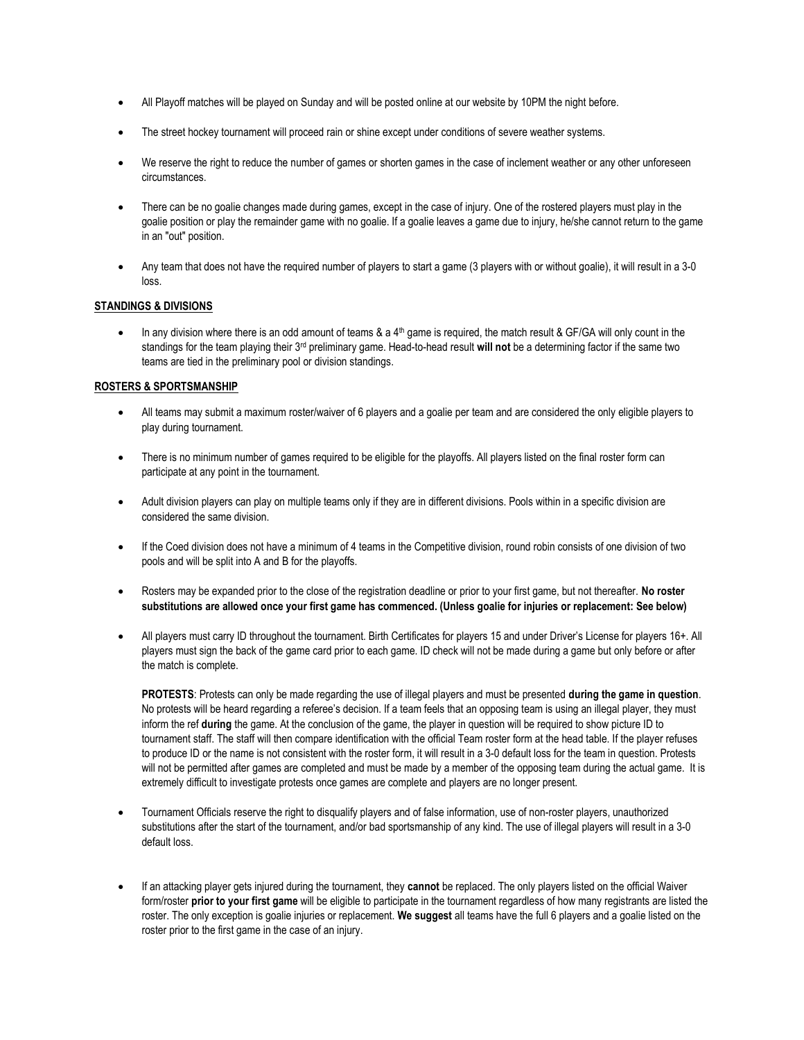- All Playoff matches will be played on Sunday and will be posted online at our website by 10PM the night before.

- The street hockey tournament will proceed rain or shine except under conditions of severe weather systems.

- We reserve the right to reduce the number of games or shorten games in the case of inclement weather or any other unforeseen circumstances.

- There can be no goalie changes made during games, except in the case of injury. One of the rostered players must play in the goalie position or play the remainder game with no goalie. If a goalie leaves a game due to injury, he/she cannot return to the game in an "out" position.

- Any team that does not have the required number of players to start a game (3 players with or without goalie), it will result in a 3-0 loss.

**STANDINGS & DIVISIONS**

- In any division where there is an odd amount of teams & a 4th game is required, the match result & GF/GA will only count in the standings for the team playing their 3rd preliminary game. Head-to-head result **will not** be a determining factor if the same two teams are tied in the preliminary pool or division standings.

**ROSTERS & SPORTSMANSHIP**

- All teams may submit a maximum roster/waiver of 6 players and a goalie per team and are considered the only eligible players to play during tournament.

- There is no minimum number of games required to be eligible for the playoffs. All players listed on the final roster form can participate at any point in the tournament.

- Adult division players can play on multiple teams only if they are in different divisions. Pools within in a specific division are considered the same division.

- If the Coed division does not have a minimum of 4 teams in the Competitive division, round robin consists of one division of two pools and will be split into A and B for the playoffs.

- Rosters may be expanded prior to the close of the registration deadline or prior to your first game, but not thereafter. **No roster substitutions are allowed once your first game has commenced. (Unless goalie for injuries or replacement: See below)**

- All players must carry ID throughout the tournament. Birth Certificates for players 15 and under Driver's License for players 16+. All players must sign the back of the game card prior to each game. ID check will not be made during a game but only before or after the match is complete.

  **PROTESTS**: Protests can only be made regarding the use of illegal players and must be presented **during the game in question**. No protests will be heard regarding a referee's decision. If a team feels that an opposing team is using an illegal player, they must inform the ref **during** the game. At the conclusion of the game, the player in question will be required to show picture ID to tournament staff. The staff will then compare identification with the official Team roster form at the head table. If the player refuses to produce ID or the name is not consistent with the roster form, it will result in a 3-0 default loss for the team in question. Protests will not be permitted after games are completed and must be made by a member of the opposing team during the actual game. It is extremely difficult to investigate protests once games are complete and players are no longer present.

- Tournament Officials reserve the right to disqualify players and of false information, use of non-roster players, unauthorized substitutions after the start of the tournament, and/or bad sportsmanship of any kind. The use of illegal players will result in a 3-0 default loss.

- If an attacking player gets injured during the tournament, they **cannot** be replaced. The only players listed on the official Waiver form/roster **prior to your first game** will be eligible to participate in the tournament regardless of how many registrants are listed the roster. The only exception is goalie injuries or replacement. **We suggest** all teams have the full 6 players and a goalie listed on the roster prior to the first game in the case of an injury.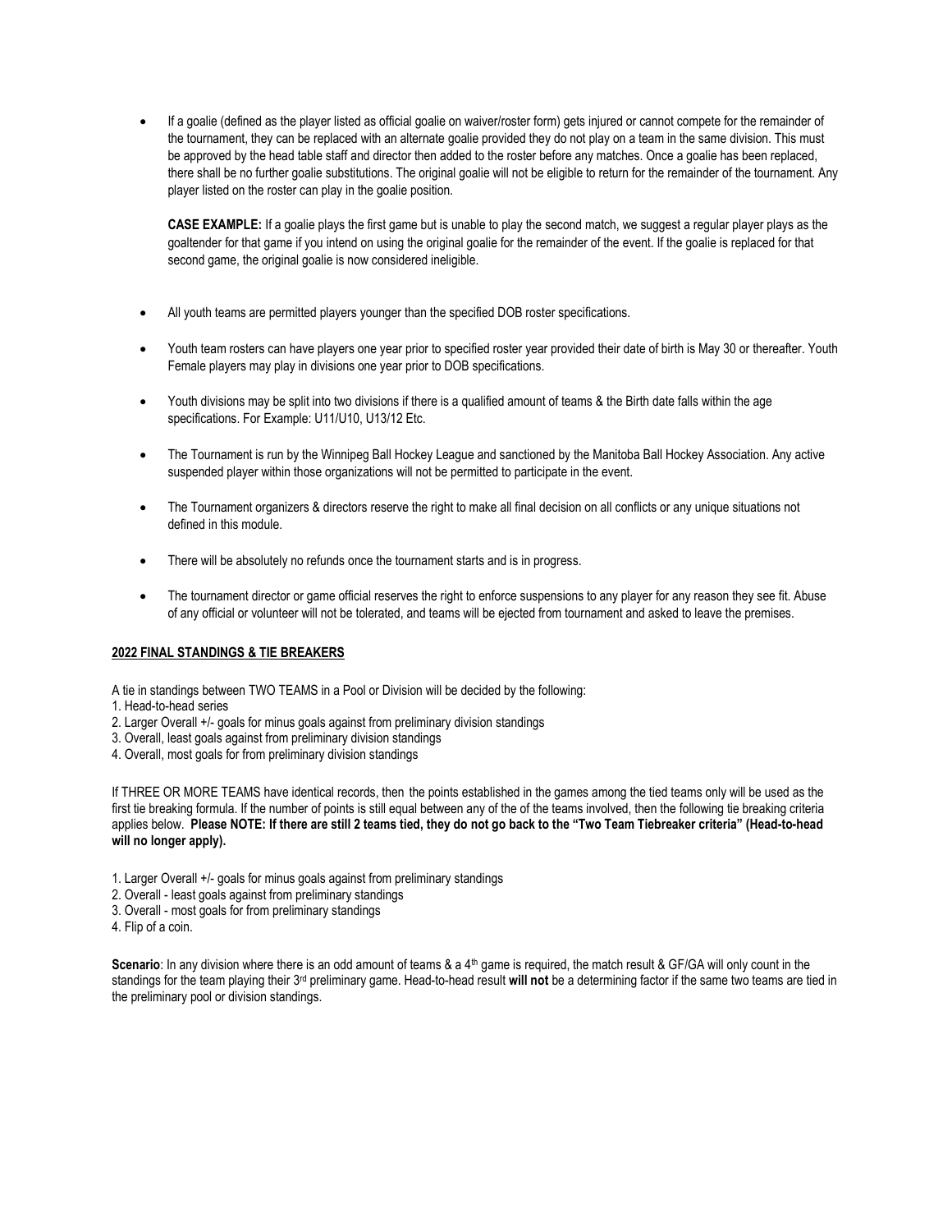- If a goalie (defined as the player listed as official goalie on waiver/roster form) gets injured or cannot compete for the remainder of the tournament, they can be replaced with an alternate goalie provided they do not play on a team in the same division. This must be approved by the head table staff and director then added to the roster before any matches. Once a goalie has been replaced, there shall be no further goalie substitutions. The original goalie will not be eligible to return for the remainder of the tournament. Any player listed on the roster can play in the goalie position.

  **CASE EXAMPLE:** If a goalie plays the first game but is unable to play the second match, we suggest a regular player plays as the goaltender for that game if you intend on using the original goalie for the remainder of the event. If the goalie is replaced for that second game, the original goalie is now considered ineligible.

- All youth teams are permitted players younger than the specified DOB roster specifications.
- Youth team rosters can have players one year prior to specified roster year provided their date of birth is May 30 or thereafter. Youth Female players may play in divisions one year prior to DOB specifications.
- Youth divisions may be split into two divisions if there is a qualified amount of teams & the Birth date falls within the age specifications. For Example: U11/U10, U13/12 Etc.
- The Tournament is run by the Winnipeg Ball Hockey League and sanctioned by the Manitoba Ball Hockey Association. Any active suspended player within those organizations will not be permitted to participate in the event.
- The Tournament organizers & directors reserve the right to make all final decision on all conflicts or any unique situations not defined in this module.
- There will be absolutely no refunds once the tournament starts and is in progress.
- The tournament director or game official reserves the right to enforce suspensions to any player for any reason they see fit. Abuse of any official or volunteer will not be tolerated, and teams will be ejected from tournament and asked to leave the premises.

## 2022 FINAL STANDINGS & TIE BREAKERS

A tie in standings between TWO TEAMS in a Pool or Division will be decided by the following:

1. Head-to-head series
2. Larger Overall +/- goals for minus goals against from preliminary division standings
3. Overall, least goals against from preliminary division standings
4. Overall, most goals for from preliminary division standings

If THREE OR MORE TEAMS have identical records, then the points established in the games among the tied teams only will be used as the first tie breaking formula. If the number of points is still equal between any of the of the teams involved, then the following tie breaking criteria applies below. **Please NOTE: If there are still 2 teams tied, they do not go back to the "Two Team Tiebreaker criteria" (Head-to-head will no longer apply).**

1. Larger Overall +/- goals for minus goals against from preliminary standings
2. Overall - least goals against from preliminary standings
3. Overall - most goals for from preliminary standings
4. Flip of a coin.

**Scenario**: In any division where there is an odd amount of teams & a 4th game is required, the match result & GF/GA will only count in the standings for the team playing their 3rd preliminary game. Head-to-head result **will not** be a determining factor if the same two teams are tied in the preliminary pool or division standings.